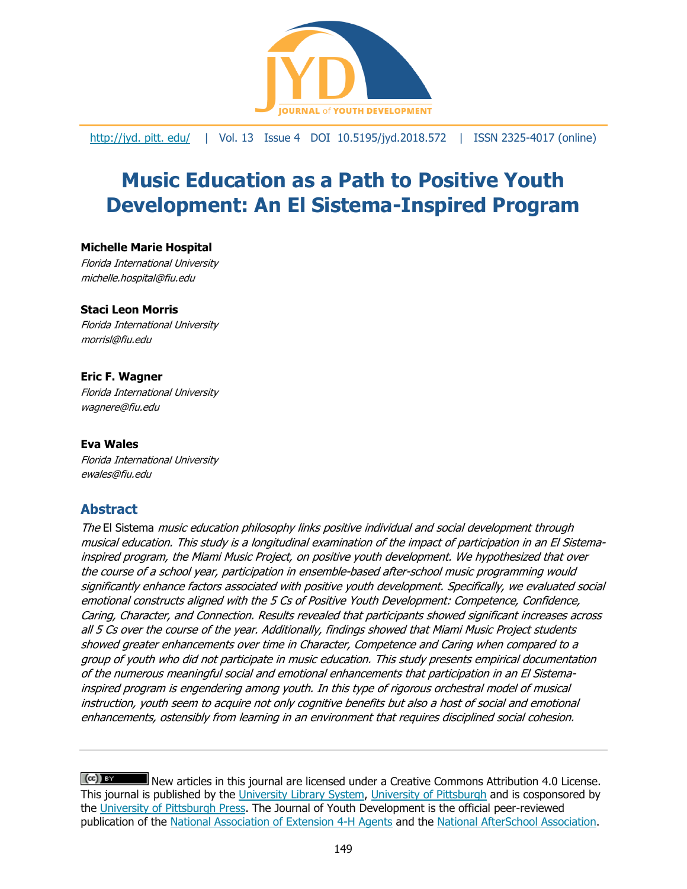# Music Education as a Path to Positive Youth Development: An El Sistema-Inspired Program

**Michelle Marie Hospital**
*Florida International University*
*michelle.hospital@fiu.edu*

**Staci Leon Morris**
*Florida International University*
*morrisl@fiu.edu*

**Eric F. Wagner**
*Florida International University*
*wagnere@fiu.edu*

**Eva Wales**
*Florida International University*
*ewales@fiu.edu*

## Abstract

*The* El Sistema *music education philosophy links positive individual and social development through musical education. This study is a longitudinal examination of the impact of participation in an El Sistema-inspired program, the Miami Music Project, on positive youth development. We hypothesized that over the course of a school year, participation in ensemble-based after-school music programming would significantly enhance factors associated with positive youth development. Specifically, we evaluated social emotional constructs aligned with the 5 Cs of Positive Youth Development: Competence, Confidence, Caring, Character, and Connection. Results revealed that participants showed significant increases across all 5 Cs over the course of the year. Additionally, findings showed that Miami Music Project students showed greater enhancements over time in Character, Competence and Caring when compared to a group of youth who did not participate in music education. This study presents empirical documentation of the numerous meaningful social and emotional enhancements that participation in an El Sistema-inspired program is engendering among youth. In this type of rigorous orchestral model of musical instruction, youth seem to acquire not only cognitive benefits but also a host of social and emotional enhancements, ostensibly from learning in an environment that requires disciplined social cohesion.*

---

New articles in this journal are licensed under a Creative Commons Attribution 4.0 License. This journal is published by the University Library System, University of Pittsburgh and is cosponsored by the University of Pittsburgh Press. The Journal of Youth Development is the official peer-reviewed publication of the National Association of Extension 4-H Agents and the National AfterSchool Association.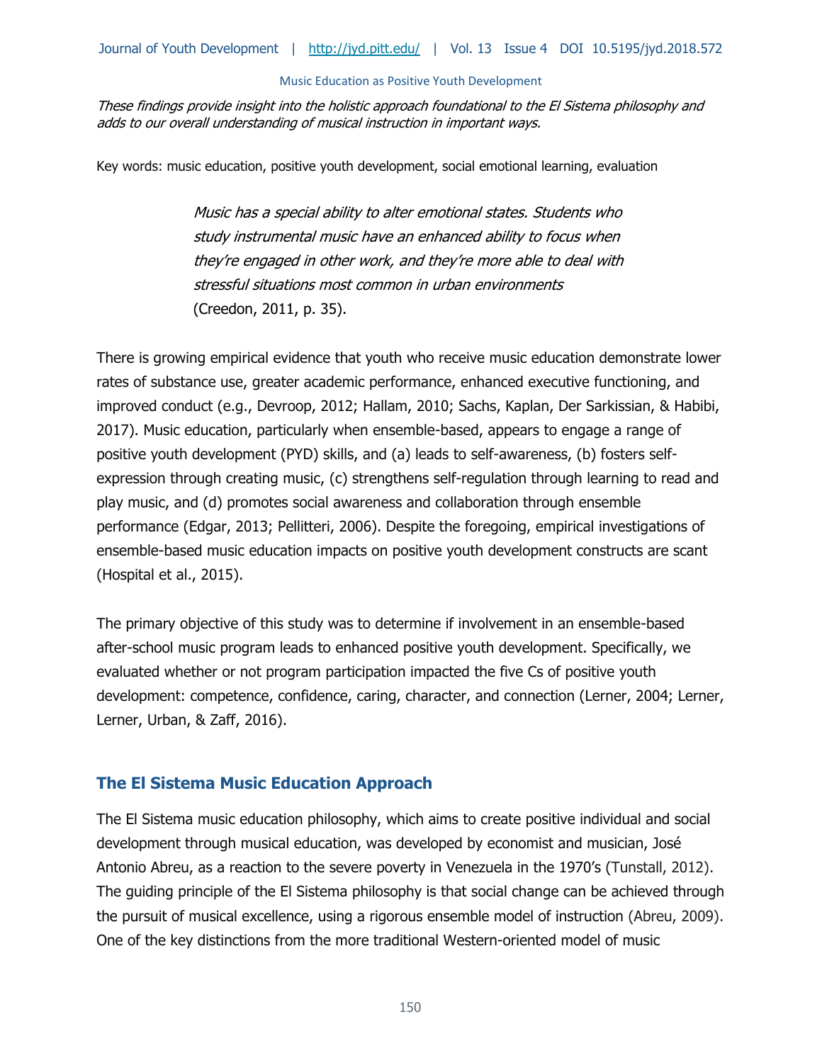*These findings provide insight into the holistic approach foundational to the El Sistema philosophy and adds to our overall understanding of musical instruction in important ways.*

Key words: music education, positive youth development, social emotional learning, evaluation

> *Music has a special ability to alter emotional states. Students who study instrumental music have an enhanced ability to focus when they're engaged in other work, and they're more able to deal with stressful situations most common in urban environments* (Creedon, 2011, p. 35).

There is growing empirical evidence that youth who receive music education demonstrate lower rates of substance use, greater academic performance, enhanced executive functioning, and improved conduct (e.g., Devroop, 2012; Hallam, 2010; Sachs, Kaplan, Der Sarkissian, & Habibi, 2017). Music education, particularly when ensemble-based, appears to engage a range of positive youth development (PYD) skills, and (a) leads to self-awareness, (b) fosters self-expression through creating music, (c) strengthens self-regulation through learning to read and play music, and (d) promotes social awareness and collaboration through ensemble performance (Edgar, 2013; Pellitteri, 2006). Despite the foregoing, empirical investigations of ensemble-based music education impacts on positive youth development constructs are scant (Hospital et al., 2015).

The primary objective of this study was to determine if involvement in an ensemble-based after-school music program leads to enhanced positive youth development. Specifically, we evaluated whether or not program participation impacted the five Cs of positive youth development: competence, confidence, caring, character, and connection (Lerner, 2004; Lerner, Lerner, Urban, & Zaff, 2016).

## The El Sistema Music Education Approach

The El Sistema music education philosophy, which aims to create positive individual and social development through musical education, was developed by economist and musician, José Antonio Abreu, as a reaction to the severe poverty in Venezuela in the 1970's (Tunstall, 2012). The guiding principle of the El Sistema philosophy is that social change can be achieved through the pursuit of musical excellence, using a rigorous ensemble model of instruction (Abreu, 2009). One of the key distinctions from the more traditional Western-oriented model of music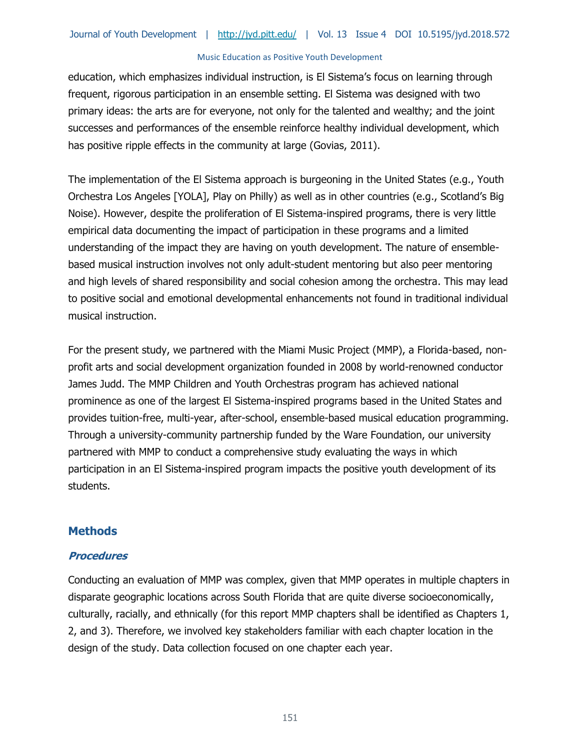education, which emphasizes individual instruction, is El Sistema's focus on learning through frequent, rigorous participation in an ensemble setting. El Sistema was designed with two primary ideas: the arts are for everyone, not only for the talented and wealthy; and the joint successes and performances of the ensemble reinforce healthy individual development, which has positive ripple effects in the community at large (Govias, 2011).

The implementation of the El Sistema approach is burgeoning in the United States (e.g., Youth Orchestra Los Angeles [YOLA], Play on Philly) as well as in other countries (e.g., Scotland's Big Noise). However, despite the proliferation of El Sistema-inspired programs, there is very little empirical data documenting the impact of participation in these programs and a limited understanding of the impact they are having on youth development. The nature of ensemble-based musical instruction involves not only adult-student mentoring but also peer mentoring and high levels of shared responsibility and social cohesion among the orchestra. This may lead to positive social and emotional developmental enhancements not found in traditional individual musical instruction.

For the present study, we partnered with the Miami Music Project (MMP), a Florida-based, non-profit arts and social development organization founded in 2008 by world-renowned conductor James Judd. The MMP Children and Youth Orchestras program has achieved national prominence as one of the largest El Sistema-inspired programs based in the United States and provides tuition-free, multi-year, after-school, ensemble-based musical education programming. Through a university-community partnership funded by the Ware Foundation, our university partnered with MMP to conduct a comprehensive study evaluating the ways in which participation in an El Sistema-inspired program impacts the positive youth development of its students.

## Methods

### *Procedures*

Conducting an evaluation of MMP was complex, given that MMP operates in multiple chapters in disparate geographic locations across South Florida that are quite diverse socioeconomically, culturally, racially, and ethnically (for this report MMP chapters shall be identified as Chapters 1, 2, and 3). Therefore, we involved key stakeholders familiar with each chapter location in the design of the study. Data collection focused on one chapter each year.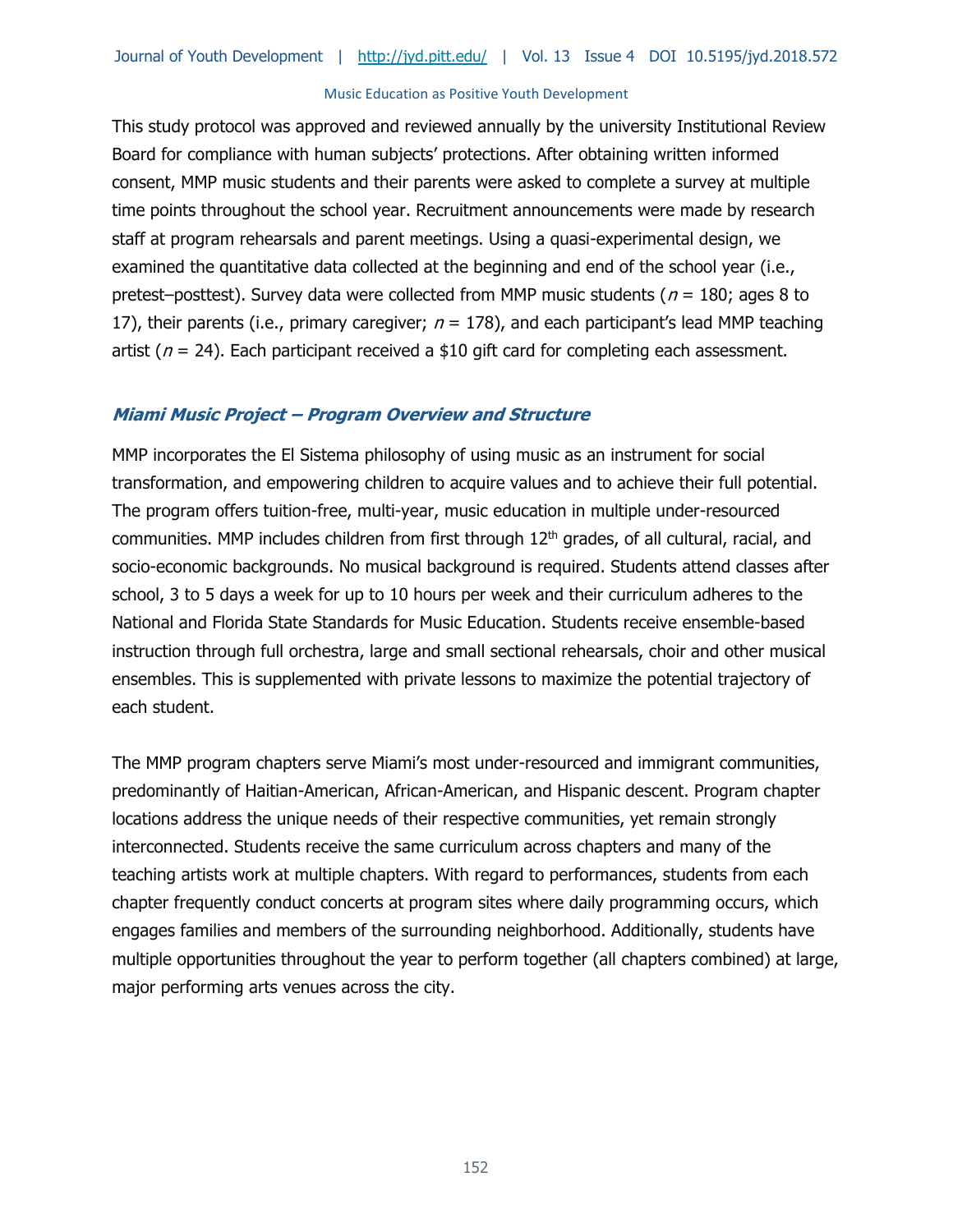This study protocol was approved and reviewed annually by the university Institutional Review Board for compliance with human subjects' protections. After obtaining written informed consent, MMP music students and their parents were asked to complete a survey at multiple time points throughout the school year. Recruitment announcements were made by research staff at program rehearsals and parent meetings. Using a quasi-experimental design, we examined the quantitative data collected at the beginning and end of the school year (i.e., pretest–posttest). Survey data were collected from MMP music students ($n$ = 180; ages 8 to 17), their parents (i.e., primary caregiver; $n$ = 178), and each participant's lead MMP teaching artist ($n$ = 24). Each participant received a $10 gift card for completing each assessment.

### *Miami Music Project – Program Overview and Structure*

MMP incorporates the El Sistema philosophy of using music as an instrument for social transformation, and empowering children to acquire values and to achieve their full potential. The program offers tuition-free, multi-year, music education in multiple under-resourced communities. MMP includes children from first through 12th grades, of all cultural, racial, and socio-economic backgrounds. No musical background is required. Students attend classes after school, 3 to 5 days a week for up to 10 hours per week and their curriculum adheres to the National and Florida State Standards for Music Education. Students receive ensemble-based instruction through full orchestra, large and small sectional rehearsals, choir and other musical ensembles. This is supplemented with private lessons to maximize the potential trajectory of each student.

The MMP program chapters serve Miami's most under-resourced and immigrant communities, predominantly of Haitian-American, African-American, and Hispanic descent. Program chapter locations address the unique needs of their respective communities, yet remain strongly interconnected. Students receive the same curriculum across chapters and many of the teaching artists work at multiple chapters. With regard to performances, students from each chapter frequently conduct concerts at program sites where daily programming occurs, which engages families and members of the surrounding neighborhood. Additionally, students have multiple opportunities throughout the year to perform together (all chapters combined) at large, major performing arts venues across the city.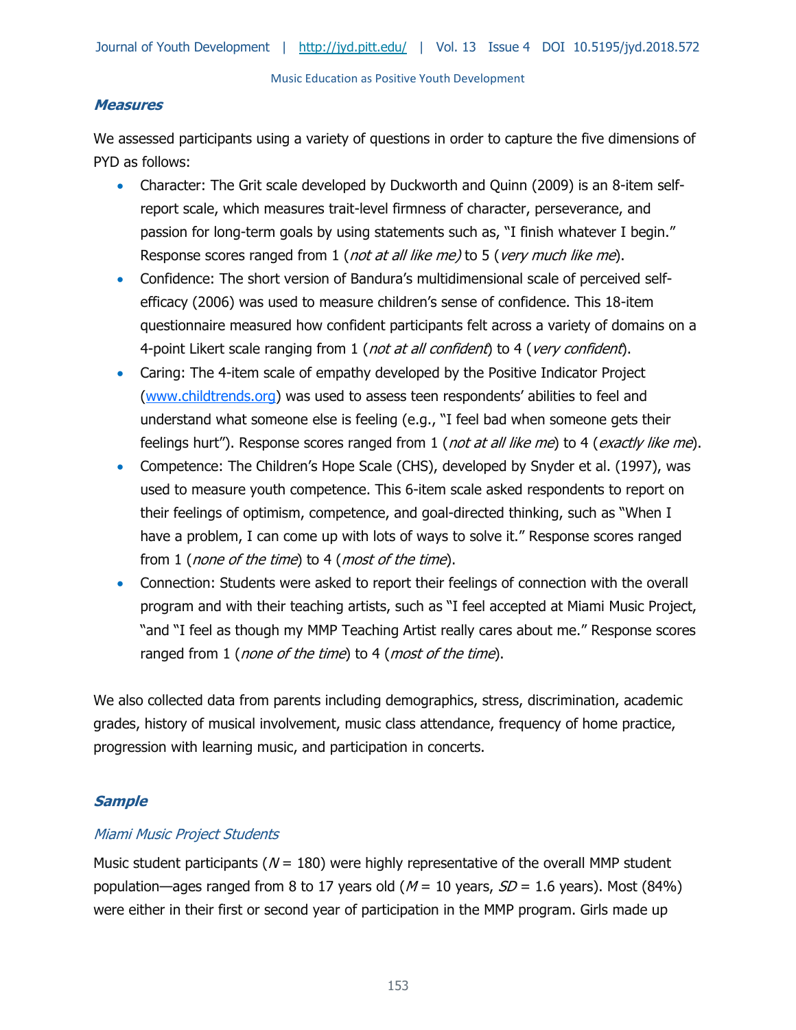### *Measures*

We assessed participants using a variety of questions in order to capture the five dimensions of PYD as follows:

- Character: The Grit scale developed by Duckworth and Quinn (2009) is an 8-item self-report scale, which measures trait-level firmness of character, perseverance, and passion for long-term goals by using statements such as, "I finish whatever I begin." Response scores ranged from 1 (*not at all like me)* to 5 (*very much like me*).
- Confidence: The short version of Bandura's multidimensional scale of perceived self-efficacy (2006) was used to measure children's sense of confidence. This 18-item questionnaire measured how confident participants felt across a variety of domains on a 4-point Likert scale ranging from 1 (*not at all confident*) to 4 (*very confident*).
- Caring: The 4-item scale of empathy developed by the Positive Indicator Project (www.childtrends.org) was used to assess teen respondents' abilities to feel and understand what someone else is feeling (e.g., "I feel bad when someone gets their feelings hurt"). Response scores ranged from 1 (*not at all like me*) to 4 (*exactly like me*).
- Competence: The Children's Hope Scale (CHS), developed by Snyder et al. (1997), was used to measure youth competence. This 6-item scale asked respondents to report on their feelings of optimism, competence, and goal-directed thinking, such as "When I have a problem, I can come up with lots of ways to solve it." Response scores ranged from 1 (*none of the time*) to 4 (*most of the time*).
- Connection: Students were asked to report their feelings of connection with the overall program and with their teaching artists, such as "I feel accepted at Miami Music Project, "and "I feel as though my MMP Teaching Artist really cares about me." Response scores ranged from 1 (*none of the time*) to 4 (*most of the time*).

We also collected data from parents including demographics, stress, discrimination, academic grades, history of musical involvement, music class attendance, frequency of home practice, progression with learning music, and participation in concerts.

### *Sample*

#### *Miami Music Project Students*

Music student participants ($N$ = 180) were highly representative of the overall MMP student population—ages ranged from 8 to 17 years old ($M$ = 10 years, $SD$ = 1.6 years). Most (84%) were either in their first or second year of participation in the MMP program. Girls made up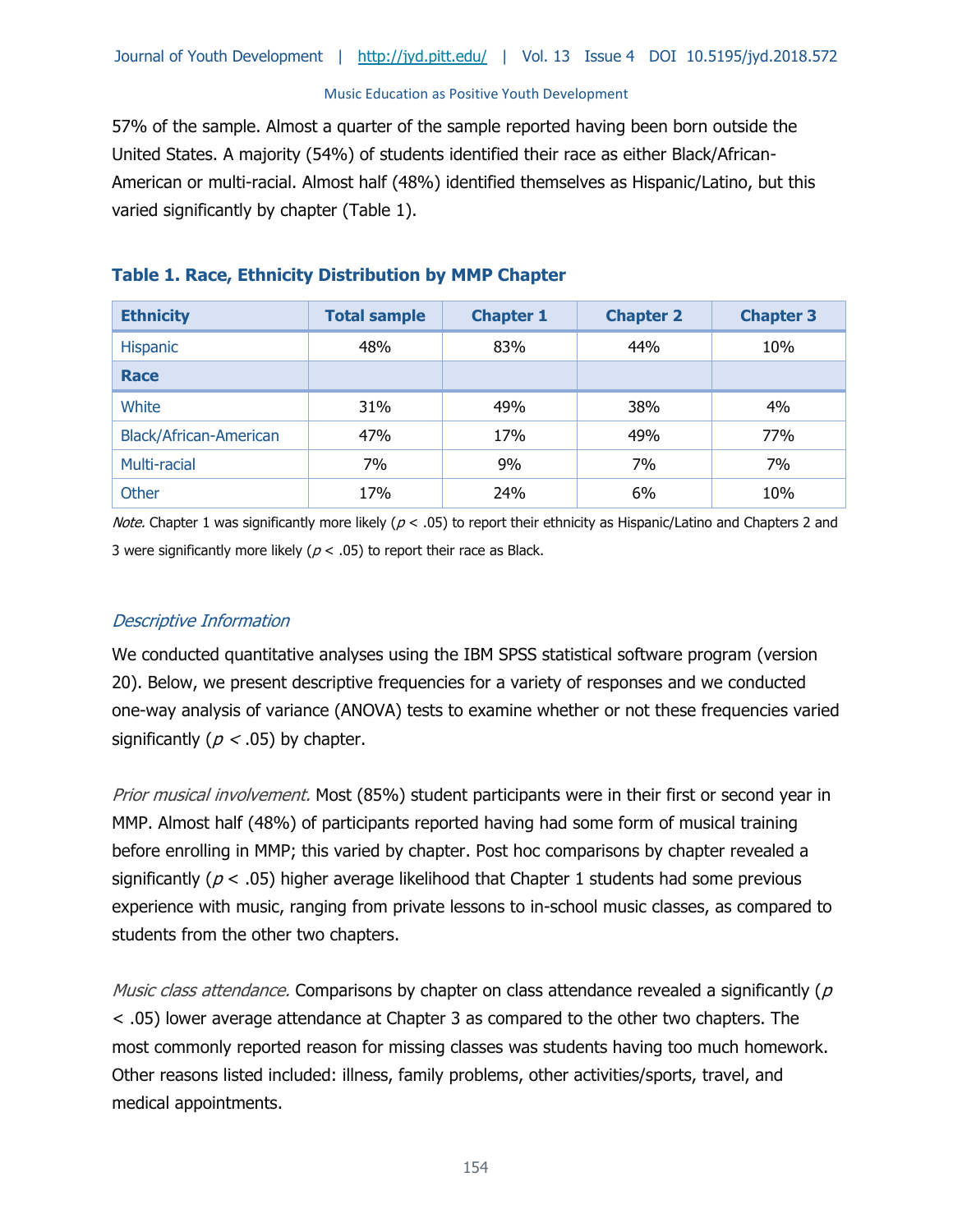57% of the sample. Almost a quarter of the sample reported having been born outside the United States. A majority (54%) of students identified their race as either Black/African-American or multi-racial. Almost half (48%) identified themselves as Hispanic/Latino, but this varied significantly by chapter (Table 1).

### Table 1. Race, Ethnicity Distribution by MMP Chapter

| Ethnicity | Total sample | Chapter 1 | Chapter 2 | Chapter 3 |
|---|---|---|---|---|
| Hispanic | 48% | 83% | 44% | 10% |
| **Race** | | | | |
| White | 31% | 49% | 38% | 4% |
| Black/African-American | 47% | 17% | 49% | 77% |
| Multi-racial | 7% | 9% | 7% | 7% |
| Other | 17% | 24% | 6% | 10% |

*Note.* Chapter 1 was significantly more likely ($p < .05$) to report their ethnicity as Hispanic/Latino and Chapters 2 and 3 were significantly more likely ($p < .05$) to report their race as Black.

### *Descriptive Information*

We conducted quantitative analyses using the IBM SPSS statistical software program (version 20). Below, we present descriptive frequencies for a variety of responses and we conducted one-way analysis of variance (ANOVA) tests to examine whether or not these frequencies varied significantly ($p < .05$) by chapter.

*Prior musical involvement.* Most (85%) student participants were in their first or second year in MMP. Almost half (48%) of participants reported having had some form of musical training before enrolling in MMP; this varied by chapter. Post hoc comparisons by chapter revealed a significantly ($p < .05$) higher average likelihood that Chapter 1 students had some previous experience with music, ranging from private lessons to in-school music classes, as compared to students from the other two chapters.

*Music class attendance.* Comparisons by chapter on class attendance revealed a significantly ($p < .05$) lower average attendance at Chapter 3 as compared to the other two chapters. The most commonly reported reason for missing classes was students having too much homework. Other reasons listed included: illness, family problems, other activities/sports, travel, and medical appointments.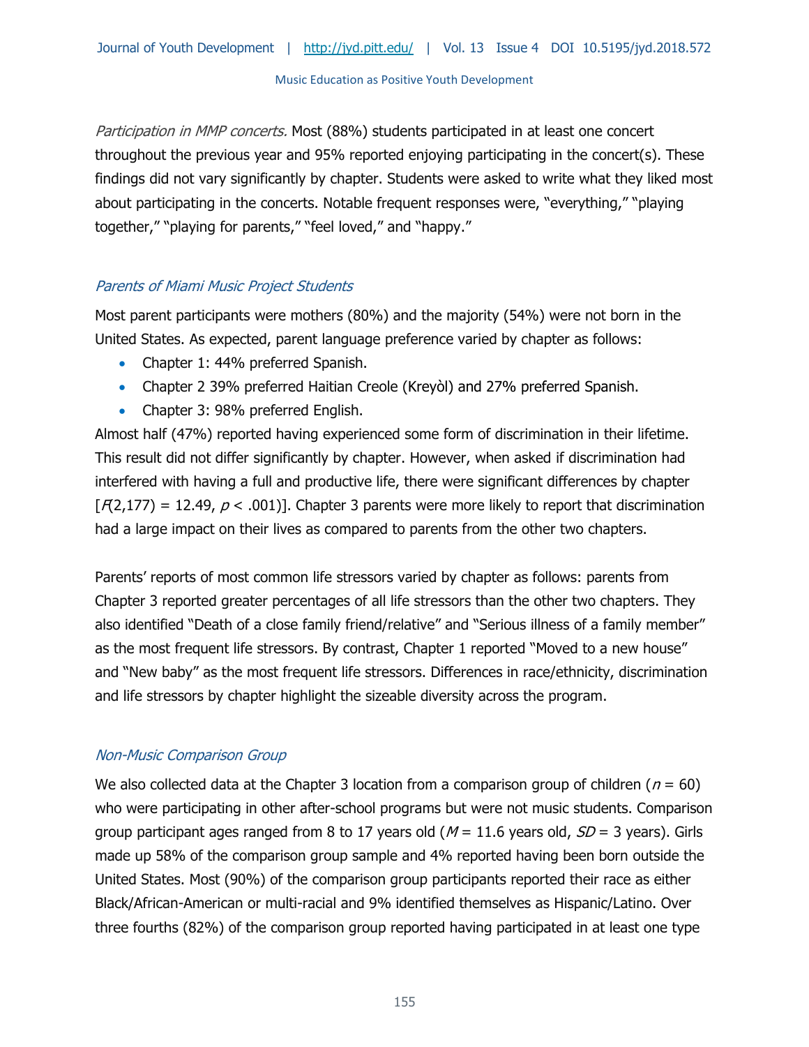*Participation in MMP concerts.* Most (88%) students participated in at least one concert throughout the previous year and 95% reported enjoying participating in the concert(s). These findings did not vary significantly by chapter. Students were asked to write what they liked most about participating in the concerts. Notable frequent responses were, "everything," "playing together," "playing for parents," "feel loved," and "happy."

### *Parents of Miami Music Project Students*

Most parent participants were mothers (80%) and the majority (54%) were not born in the United States. As expected, parent language preference varied by chapter as follows:

- Chapter 1: 44% preferred Spanish.
- Chapter 2 39% preferred Haitian Creole (Kreyòl) and 27% preferred Spanish.
- Chapter 3: 98% preferred English.

Almost half (47%) reported having experienced some form of discrimination in their lifetime. This result did not differ significantly by chapter. However, when asked if discrimination had interfered with having a full and productive life, there were significant differences by chapter [$F(2,177) = 12.49$, $p < .001$)]. Chapter 3 parents were more likely to report that discrimination had a large impact on their lives as compared to parents from the other two chapters.

Parents' reports of most common life stressors varied by chapter as follows: parents from Chapter 3 reported greater percentages of all life stressors than the other two chapters. They also identified "Death of a close family friend/relative" and "Serious illness of a family member" as the most frequent life stressors. By contrast, Chapter 1 reported "Moved to a new house" and "New baby" as the most frequent life stressors. Differences in race/ethnicity, discrimination and life stressors by chapter highlight the sizeable diversity across the program.

### *Non-Music Comparison Group*

We also collected data at the Chapter 3 location from a comparison group of children ($n = 60$) who were participating in other after-school programs but were not music students. Comparison group participant ages ranged from 8 to 17 years old ($M = 11.6$ years old, $SD = 3$ years). Girls made up 58% of the comparison group sample and 4% reported having been born outside the United States. Most (90%) of the comparison group participants reported their race as either Black/African-American or multi-racial and 9% identified themselves as Hispanic/Latino. Over three fourths (82%) of the comparison group reported having participated in at least one type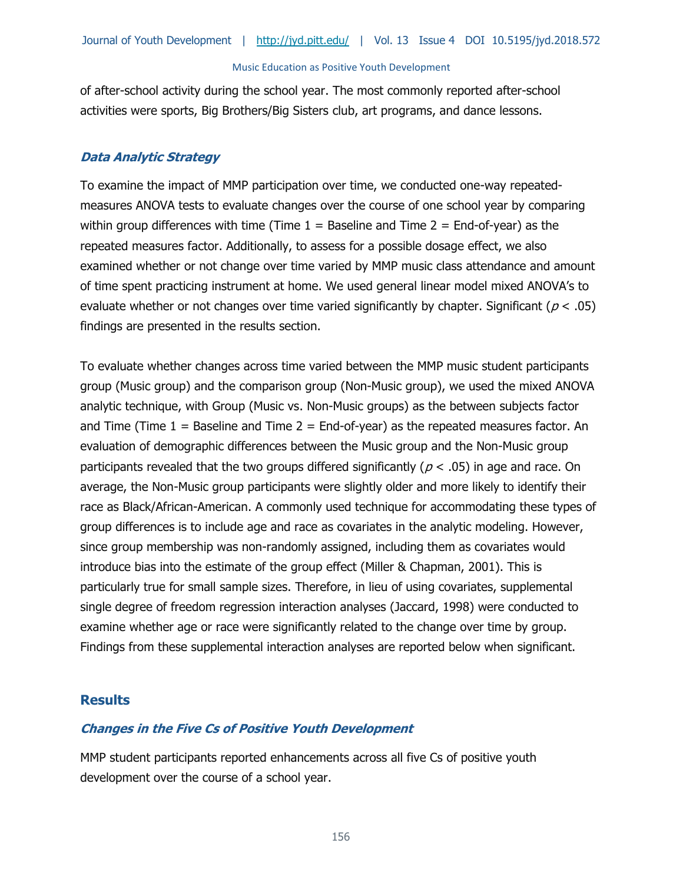of after-school activity during the school year. The most commonly reported after-school activities were sports, Big Brothers/Big Sisters club, art programs, and dance lessons.

### *Data Analytic Strategy*

To examine the impact of MMP participation over time, we conducted one-way repeated-measures ANOVA tests to evaluate changes over the course of one school year by comparing within group differences with time (Time 1 = Baseline and Time 2 = End-of-year) as the repeated measures factor. Additionally, to assess for a possible dosage effect, we also examined whether or not change over time varied by MMP music class attendance and amount of time spent practicing instrument at home. We used general linear model mixed ANOVA's to evaluate whether or not changes over time varied significantly by chapter. Significant ($p < .05$) findings are presented in the results section.

To evaluate whether changes across time varied between the MMP music student participants group (Music group) and the comparison group (Non-Music group), we used the mixed ANOVA analytic technique, with Group (Music vs. Non-Music groups) as the between subjects factor and Time (Time 1 = Baseline and Time 2 = End-of-year) as the repeated measures factor. An evaluation of demographic differences between the Music group and the Non-Music group participants revealed that the two groups differed significantly ($p < .05$) in age and race. On average, the Non-Music group participants were slightly older and more likely to identify their race as Black/African-American. A commonly used technique for accommodating these types of group differences is to include age and race as covariates in the analytic modeling. However, since group membership was non-randomly assigned, including them as covariates would introduce bias into the estimate of the group effect (Miller & Chapman, 2001). This is particularly true for small sample sizes. Therefore, in lieu of using covariates, supplemental single degree of freedom regression interaction analyses (Jaccard, 1998) were conducted to examine whether age or race were significantly related to the change over time by group. Findings from these supplemental interaction analyses are reported below when significant.

## Results

### *Changes in the Five Cs of Positive Youth Development*

MMP student participants reported enhancements across all five Cs of positive youth development over the course of a school year.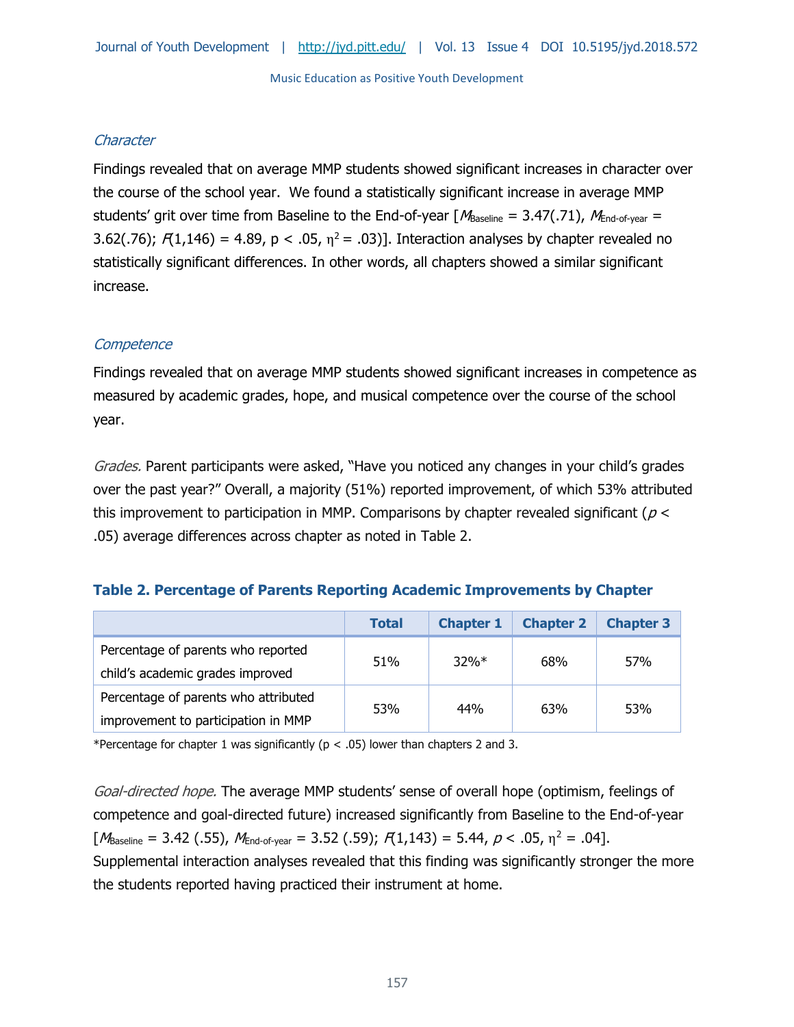### *Character*

Findings revealed that on average MMP students showed significant increases in character over the course of the school year. We found a statistically significant increase in average MMP students' grit over time from Baseline to the End-of-year [$M_{Baseline}$ = 3.47(.71), $M_{End\text{-}of\text{-}year}$ = 3.62(.76); $F(1,146) = 4.89$, $p < .05$, $\eta^2 = .03$)]. Interaction analyses by chapter revealed no statistically significant differences. In other words, all chapters showed a similar significant increase.

### *Competence*

Findings revealed that on average MMP students showed significant increases in competence as measured by academic grades, hope, and musical competence over the course of the school year.

*Grades.* Parent participants were asked, "Have you noticed any changes in your child's grades over the past year?" Overall, a majority (51%) reported improvement, of which 53% attributed this improvement to participation in MMP. Comparisons by chapter revealed significant ($p < .05$) average differences across chapter as noted in Table 2.

**Table 2. Percentage of Parents Reporting Academic Improvements by Chapter**

| | Total | Chapter 1 | Chapter 2 | Chapter 3 |
|---|---|---|---|---|
| Percentage of parents who reported child's academic grades improved | 51% | 32%* | 68% | 57% |
| Percentage of parents who attributed improvement to participation in MMP | 53% | 44% | 63% | 53% |

*Percentage for chapter 1 was significantly (p < .05) lower than chapters 2 and 3.

*Goal-directed hope.* The average MMP students' sense of overall hope (optimism, feelings of competence and goal-directed future) increased significantly from Baseline to the End-of-year [$M_{Baseline}$ = 3.42 (.55), $M_{End\text{-}of\text{-}year}$ = 3.52 (.59); $F(1,143) = 5.44$, $p < .05$, $\eta^2 = .04$]. Supplemental interaction analyses revealed that this finding was significantly stronger the more the students reported having practiced their instrument at home.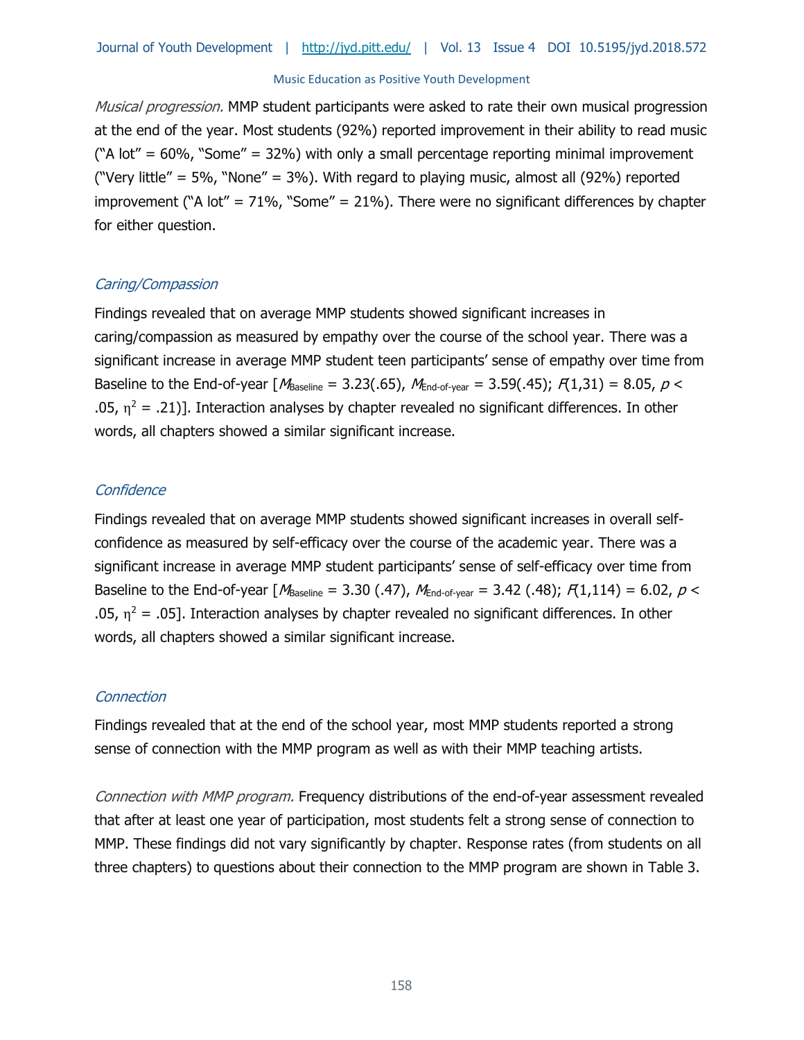*Musical progression.* MMP student participants were asked to rate their own musical progression at the end of the year. Most students (92%) reported improvement in their ability to read music ("A lot" = 60%, "Some" = 32%) with only a small percentage reporting minimal improvement ("Very little" = 5%, "None" = 3%). With regard to playing music, almost all (92%) reported improvement ("A lot" = 71%, "Some" = 21%). There were no significant differences by chapter for either question.

### *Caring/Compassion*

Findings revealed that on average MMP students showed significant increases in caring/compassion as measured by empathy over the course of the school year. There was a significant increase in average MMP student teen participants' sense of empathy over time from Baseline to the End-of-year [$M_{Baseline}$ = 3.23(.65), $M_{End\text{-}of\text{-}year}$ = 3.59(.45); $F(1,31) = 8.05$, $p < .05$, $\eta^2 = .21$)]. Interaction analyses by chapter revealed no significant differences. In other words, all chapters showed a similar significant increase.

### *Confidence*

Findings revealed that on average MMP students showed significant increases in overall self-confidence as measured by self-efficacy over the course of the academic year. There was a significant increase in average MMP student participants' sense of self-efficacy over time from Baseline to the End-of-year [$M_{Baseline}$ = 3.30 (.47), $M_{End\text{-}of\text{-}year}$ = 3.42 (.48); $F(1,114) = 6.02$, $p < .05$, $\eta^2 = .05$]. Interaction analyses by chapter revealed no significant differences. In other words, all chapters showed a similar significant increase.

### *Connection*

Findings revealed that at the end of the school year, most MMP students reported a strong sense of connection with the MMP program as well as with their MMP teaching artists.

*Connection with MMP program.* Frequency distributions of the end-of-year assessment revealed that after at least one year of participation, most students felt a strong sense of connection to MMP. These findings did not vary significantly by chapter. Response rates (from students on all three chapters) to questions about their connection to the MMP program are shown in Table 3.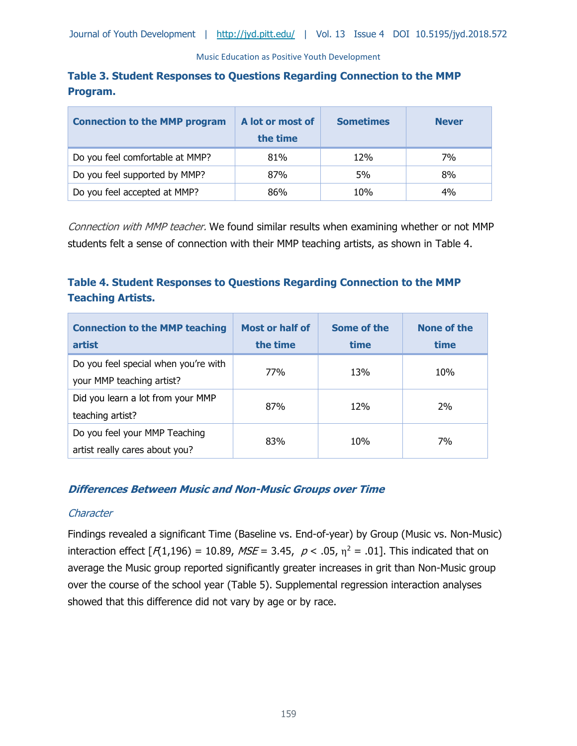### Table 3. Student Responses to Questions Regarding Connection to the MMP Program.

| Connection to the MMP program | A lot or most of the time | Sometimes | Never |
|---|---|---|---|
| Do you feel comfortable at MMP? | 81% | 12% | 7% |
| Do you feel supported by MMP? | 87% | 5% | 8% |
| Do you feel accepted at MMP? | 86% | 10% | 4% |

*Connection with MMP teacher.* We found similar results when examining whether or not MMP students felt a sense of connection with their MMP teaching artists, as shown in Table 4.

### Table 4. Student Responses to Questions Regarding Connection to the MMP Teaching Artists.

| Connection to the MMP teaching artist | Most or half of the time | Some of the time | None of the time |
|---|---|---|---|
| Do you feel special when you're with your MMP teaching artist? | 77% | 13% | 10% |
| Did you learn a lot from your MMP teaching artist? | 87% | 12% | 2% |
| Do you feel your MMP Teaching artist really cares about you? | 83% | 10% | 7% |

## *Differences Between Music and Non-Music Groups over Time*

### *Character*

Findings revealed a significant Time (Baseline vs. End-of-year) by Group (Music vs. Non-Music) interaction effect [$F(1,196) = 10.89$, $MSE = 3.45$, $p < .05$, $\eta^2 = .01$]. This indicated that on average the Music group reported significantly greater increases in grit than Non-Music group over the course of the school year (Table 5). Supplemental regression interaction analyses showed that this difference did not vary by age or by race.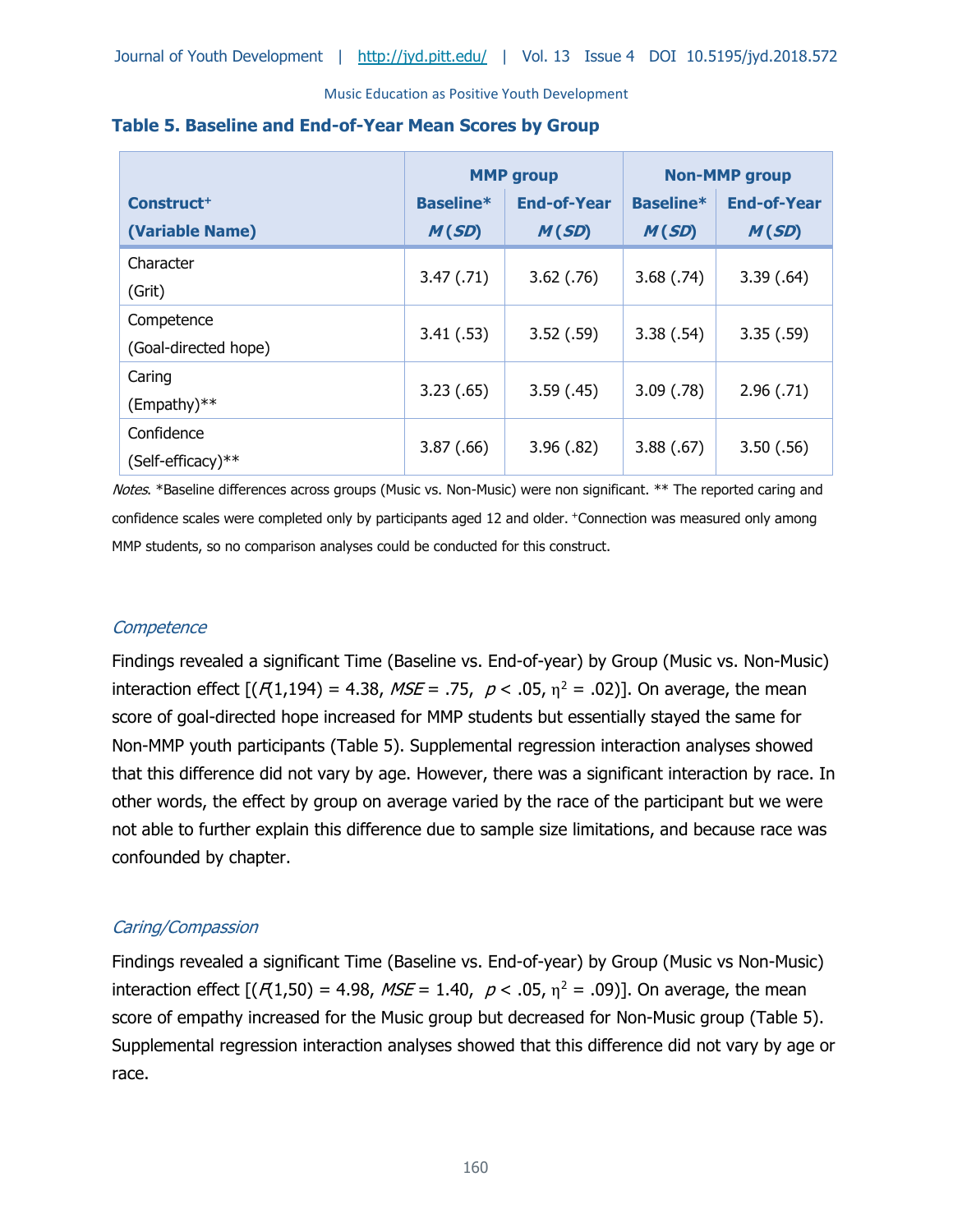**Table 5. Baseline and End-of-Year Mean Scores by Group**

| Construct⁺ (Variable Name) | MMP group | | Non-MMP group | |
|---|---|---|---|---|
| | Baseline* *M* (*SD*) | End-of-Year *M* (*SD*) | Baseline* *M* (*SD*) | End-of-Year *M* (*SD*) |
| Character (Grit) | 3.47 (.71) | 3.62 (.76) | 3.68 (.74) | 3.39 (.64) |
| Competence (Goal-directed hope) | 3.41 (.53) | 3.52 (.59) | 3.38 (.54) | 3.35 (.59) |
| Caring (Empathy)** | 3.23 (.65) | 3.59 (.45) | 3.09 (.78) | 2.96 (.71) |
| Confidence (Self-efficacy)** | 3.87 (.66) | 3.96 (.82) | 3.88 (.67) | 3.50 (.56) |

*Notes*. *Baseline differences across groups (Music vs. Non-Music) were non significant. ** The reported caring and confidence scales were completed only by participants aged 12 and older. ⁺Connection was measured only among MMP students, so no comparison analyses could be conducted for this construct.

### *Competence*

Findings revealed a significant Time (Baseline vs. End-of-year) by Group (Music vs. Non-Music) interaction effect [($F$(1,194) = 4.38, $MSE$ = .75, $p < .05$, $\eta^2 = .02$)]. On average, the mean score of goal-directed hope increased for MMP students but essentially stayed the same for Non-MMP youth participants (Table 5). Supplemental regression interaction analyses showed that this difference did not vary by age. However, there was a significant interaction by race. In other words, the effect by group on average varied by the race of the participant but we were not able to further explain this difference due to sample size limitations, and because race was confounded by chapter.

### *Caring/Compassion*

Findings revealed a significant Time (Baseline vs. End-of-year) by Group (Music vs Non-Music) interaction effect [($F$(1,50) = 4.98, $MSE$ = 1.40, $p < .05$, $\eta^2 = .09$)]. On average, the mean score of empathy increased for the Music group but decreased for Non-Music group (Table 5). Supplemental regression interaction analyses showed that this difference did not vary by age or race.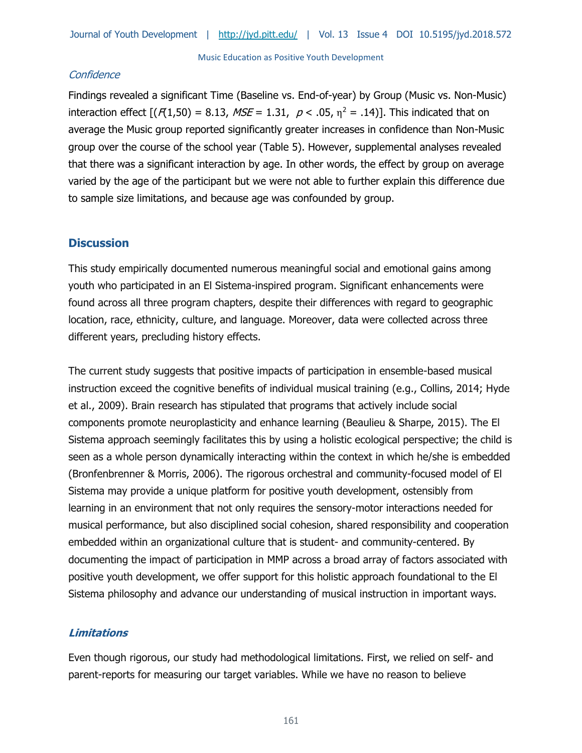*Confidence*

Findings revealed a significant Time (Baseline vs. End-of-year) by Group (Music vs. Non-Music) interaction effect [($F$(1,50) = 8.13, $MSE$ = 1.31, $p < .05$, $\eta^2 = .14$)]. This indicated that on average the Music group reported significantly greater increases in confidence than Non-Music group over the course of the school year (Table 5). However, supplemental analyses revealed that there was a significant interaction by age. In other words, the effect by group on average varied by the age of the participant but we were not able to further explain this difference due to sample size limitations, and because age was confounded by group.

## Discussion

This study empirically documented numerous meaningful social and emotional gains among youth who participated in an El Sistema-inspired program. Significant enhancements were found across all three program chapters, despite their differences with regard to geographic location, race, ethnicity, culture, and language. Moreover, data were collected across three different years, precluding history effects.

The current study suggests that positive impacts of participation in ensemble-based musical instruction exceed the cognitive benefits of individual musical training (e.g., Collins, 2014; Hyde et al., 2009). Brain research has stipulated that programs that actively include social components promote neuroplasticity and enhance learning (Beaulieu & Sharpe, 2015). The El Sistema approach seemingly facilitates this by using a holistic ecological perspective; the child is seen as a whole person dynamically interacting within the context in which he/she is embedded (Bronfenbrenner & Morris, 2006). The rigorous orchestral and community-focused model of El Sistema may provide a unique platform for positive youth development, ostensibly from learning in an environment that not only requires the sensory-motor interactions needed for musical performance, but also disciplined social cohesion, shared responsibility and cooperation embedded within an organizational culture that is student- and community-centered. By documenting the impact of participation in MMP across a broad array of factors associated with positive youth development, we offer support for this holistic approach foundational to the El Sistema philosophy and advance our understanding of musical instruction in important ways.

### *Limitations*

Even though rigorous, our study had methodological limitations. First, we relied on self- and parent-reports for measuring our target variables. While we have no reason to believe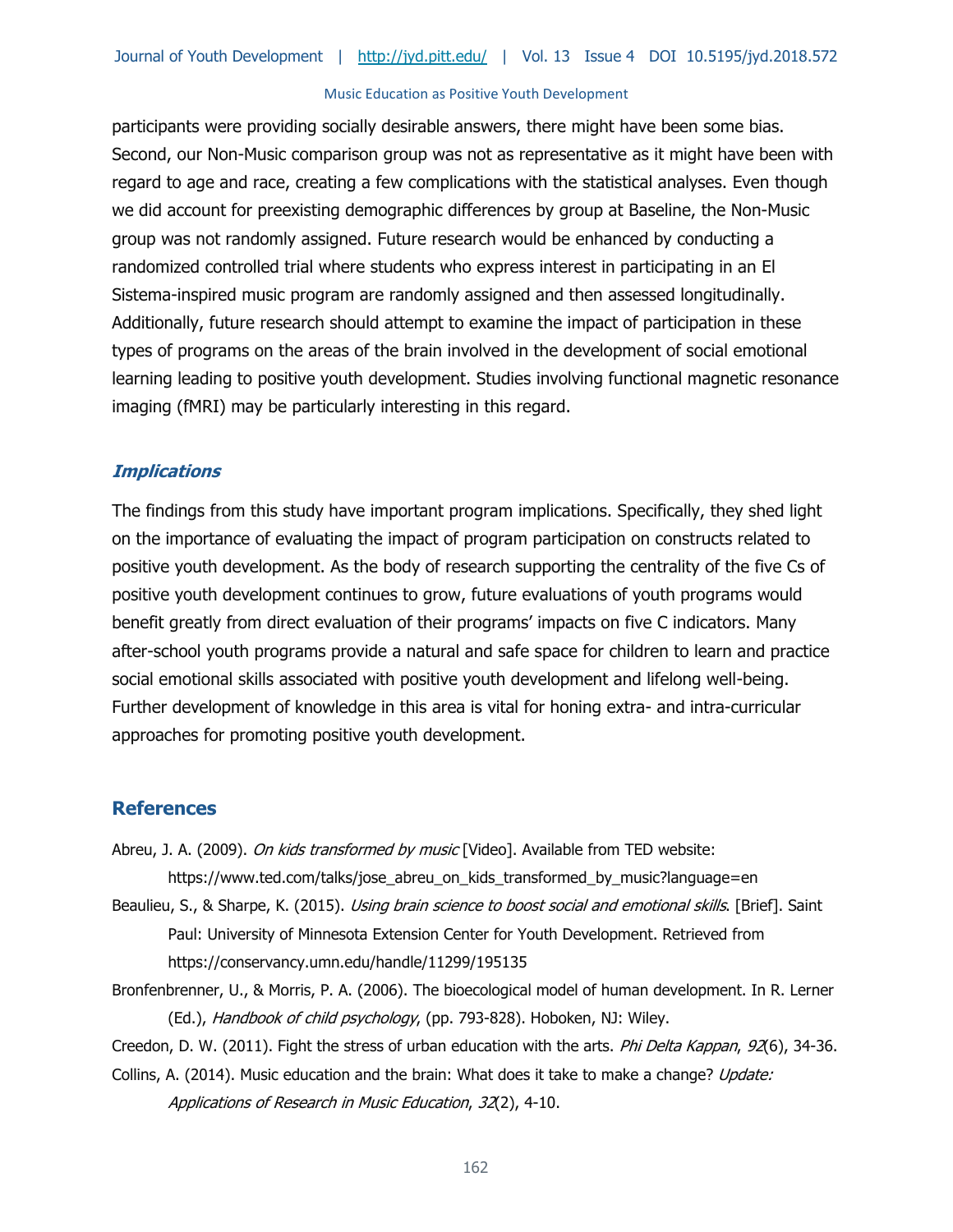participants were providing socially desirable answers, there might have been some bias. Second, our Non-Music comparison group was not as representative as it might have been with regard to age and race, creating a few complications with the statistical analyses. Even though we did account for preexisting demographic differences by group at Baseline, the Non-Music group was not randomly assigned. Future research would be enhanced by conducting a randomized controlled trial where students who express interest in participating in an El Sistema-inspired music program are randomly assigned and then assessed longitudinally. Additionally, future research should attempt to examine the impact of participation in these types of programs on the areas of the brain involved in the development of social emotional learning leading to positive youth development. Studies involving functional magnetic resonance imaging (fMRI) may be particularly interesting in this regard.

### *Implications*

The findings from this study have important program implications. Specifically, they shed light on the importance of evaluating the impact of program participation on constructs related to positive youth development. As the body of research supporting the centrality of the five Cs of positive youth development continues to grow, future evaluations of youth programs would benefit greatly from direct evaluation of their programs' impacts on five C indicators. Many after-school youth programs provide a natural and safe space for children to learn and practice social emotional skills associated with positive youth development and lifelong well-being. Further development of knowledge in this area is vital for honing extra- and intra-curricular approaches for promoting positive youth development.

## References

Abreu, J. A. (2009). *On kids transformed by music* [Video]. Available from TED website: https://www.ted.com/talks/jose_abreu_on_kids_transformed_by_music?language=en

Beaulieu, S., & Sharpe, K. (2015). *Using brain science to boost social and emotional skills*. [Brief]. Saint Paul: University of Minnesota Extension Center for Youth Development. Retrieved from https://conservancy.umn.edu/handle/11299/195135

Bronfenbrenner, U., & Morris, P. A. (2006). The bioecological model of human development. In R. Lerner (Ed.), *Handbook of child psychology*, (pp. 793-828). Hoboken, NJ: Wiley.

Creedon, D. W. (2011). Fight the stress of urban education with the arts. *Phi Delta Kappan*, *92*(6), 34-36.

Collins, A. (2014). Music education and the brain: What does it take to make a change? *Update: Applications of Research in Music Education*, *32*(2), 4-10.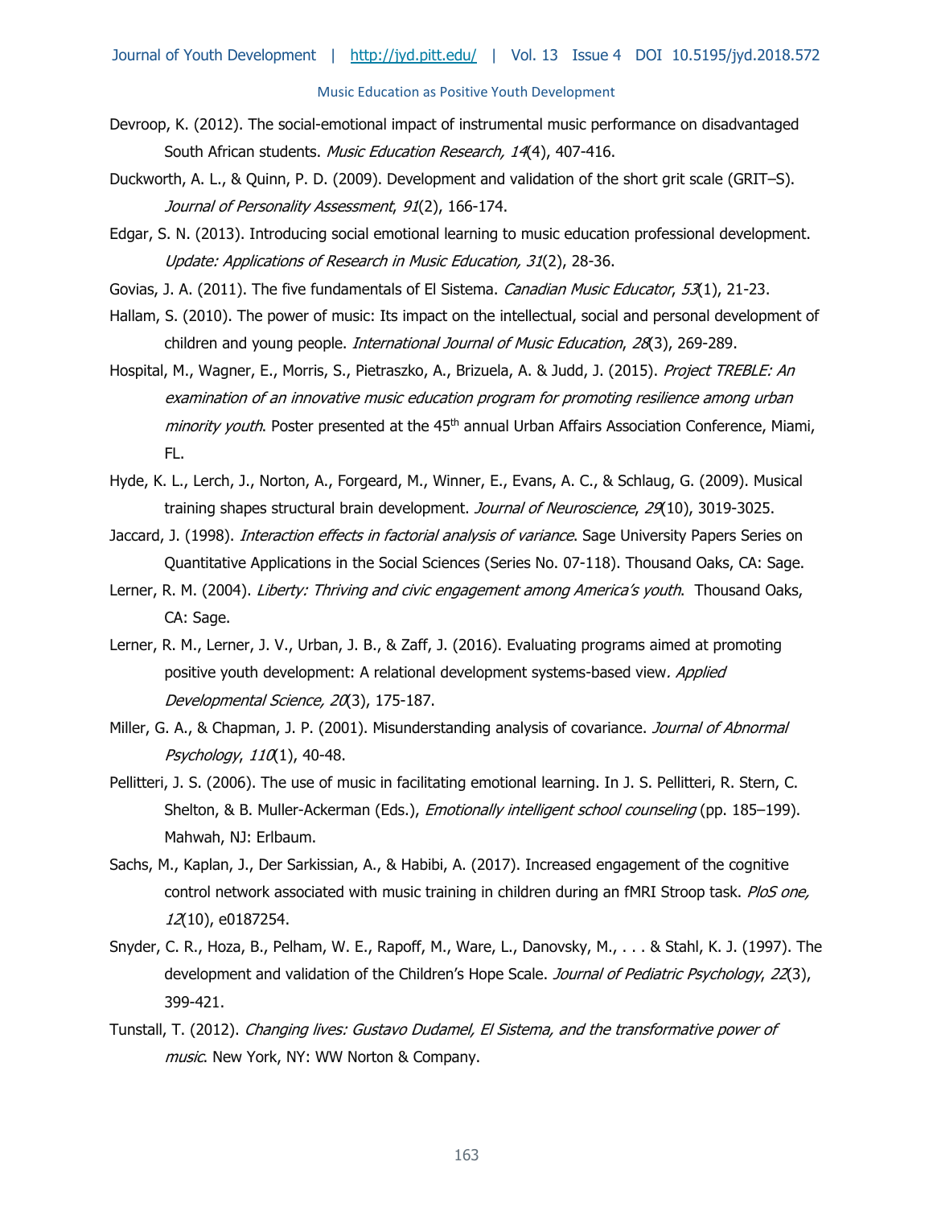Devroop, K. (2012). The social-emotional impact of instrumental music performance on disadvantaged South African students. *Music Education Research, 14*(4), 407-416.

Duckworth, A. L., & Quinn, P. D. (2009). Development and validation of the short grit scale (GRIT–S). *Journal of Personality Assessment*, *91*(2), 166-174.

Edgar, S. N. (2013). Introducing social emotional learning to music education professional development. *Update: Applications of Research in Music Education, 31*(2), 28-36.

Govias, J. A. (2011). The five fundamentals of El Sistema. *Canadian Music Educator*, *53*(1), 21-23.

Hallam, S. (2010). The power of music: Its impact on the intellectual, social and personal development of children and young people. *International Journal of Music Education*, *28*(3), 269-289.

Hospital, M., Wagner, E., Morris, S., Pietraszko, A., Brizuela, A. & Judd, J. (2015). *Project TREBLE: An examination of an innovative music education program for promoting resilience among urban minority youth*. Poster presented at the 45th annual Urban Affairs Association Conference, Miami, FL.

Hyde, K. L., Lerch, J., Norton, A., Forgeard, M., Winner, E., Evans, A. C., & Schlaug, G. (2009). Musical training shapes structural brain development. *Journal of Neuroscience*, *29*(10), 3019-3025.

Jaccard, J. (1998). *Interaction effects in factorial analysis of variance*. Sage University Papers Series on Quantitative Applications in the Social Sciences (Series No. 07-118). Thousand Oaks, CA: Sage.

Lerner, R. M. (2004). *Liberty: Thriving and civic engagement among America's youth*. Thousand Oaks, CA: Sage.

Lerner, R. M., Lerner, J. V., Urban, J. B., & Zaff, J. (2016). Evaluating programs aimed at promoting positive youth development: A relational development systems-based view*. Applied Developmental Science, 20*(3), 175-187.

Miller, G. A., & Chapman, J. P. (2001). Misunderstanding analysis of covariance. *Journal of Abnormal Psychology*, *110*(1), 40-48.

Pellitteri, J. S. (2006). The use of music in facilitating emotional learning. In J. S. Pellitteri, R. Stern, C. Shelton, & B. Muller-Ackerman (Eds.), *Emotionally intelligent school counseling* (pp. 185–199). Mahwah, NJ: Erlbaum.

Sachs, M., Kaplan, J., Der Sarkissian, A., & Habibi, A. (2017). Increased engagement of the cognitive control network associated with music training in children during an fMRI Stroop task. *PloS one, 12*(10), e0187254.

Snyder, C. R., Hoza, B., Pelham, W. E., Rapoff, M., Ware, L., Danovsky, M., . . . & Stahl, K. J. (1997). The development and validation of the Children's Hope Scale. *Journal of Pediatric Psychology*, *22*(3), 399-421.

Tunstall, T. (2012). *Changing lives: Gustavo Dudamel, El Sistema, and the transformative power of music*. New York, NY: WW Norton & Company.